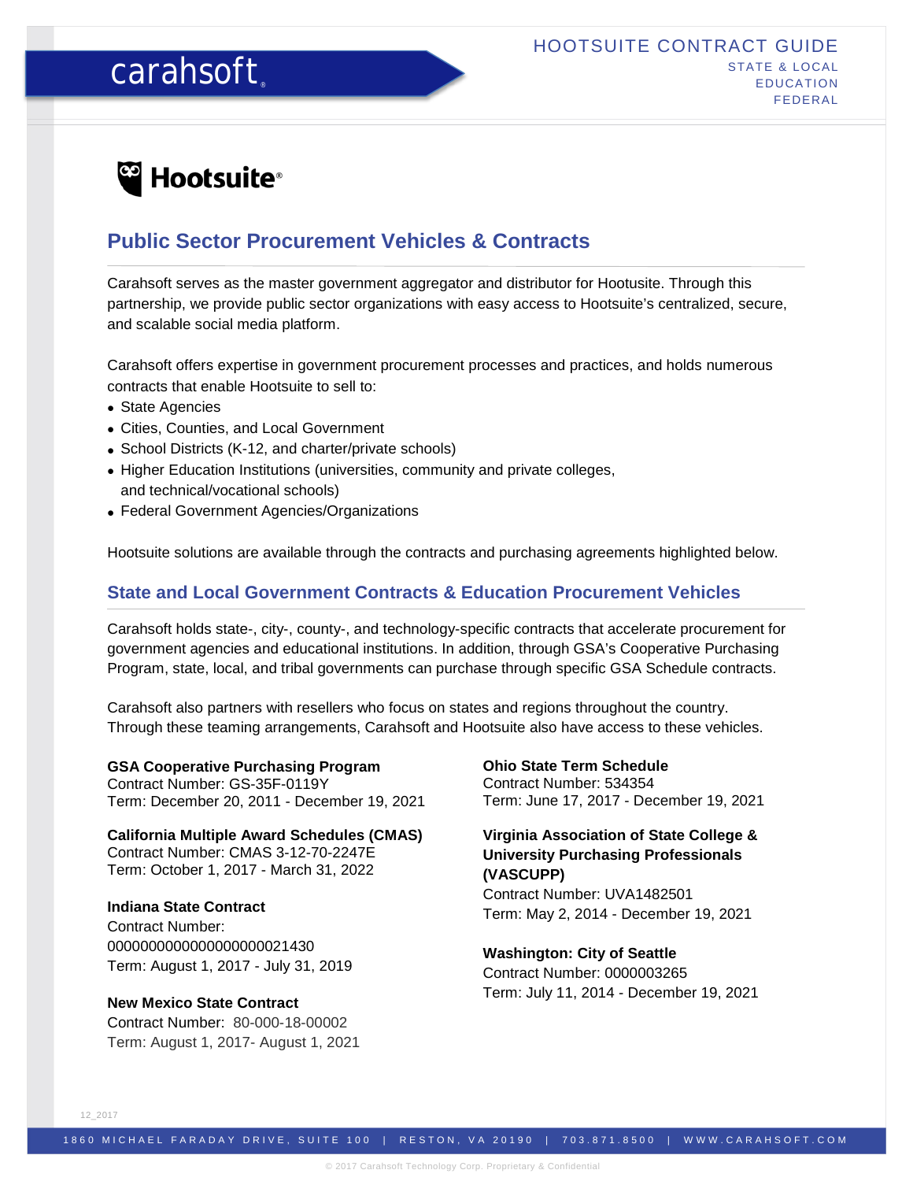carahsoft.

# HOOTSUITE CONTRACT GUIDE

STATE & LOCAL
EDUCATION
FEDERAL

Hootsuite®

## Public Sector Procurement Vehicles & Contracts

Carahsoft serves as the master government aggregator and distributor for Hootusite. Through this partnership, we provide public sector organizations with easy access to Hootsuite's centralized, secure, and scalable social media platform.

Carahsoft offers expertise in government procurement processes and practices, and holds numerous contracts that enable Hootsuite to sell to:

- State Agencies
- Cities, Counties, and Local Government
- School Districts (K-12, and charter/private schools)
- Higher Education Institutions (universities, community and private colleges, and technical/vocational schools)
- Federal Government Agencies/Organizations

Hootsuite solutions are available through the contracts and purchasing agreements highlighted below.

## State and Local Government Contracts & Education Procurement Vehicles

Carahsoft holds state-, city-, county-, and technology-specific contracts that accelerate procurement for government agencies and educational institutions. In addition, through GSA's Cooperative Purchasing Program, state, local, and tribal governments can purchase through specific GSA Schedule contracts.

Carahsoft also partners with resellers who focus on states and regions throughout the country. Through these teaming arrangements, Carahsoft and Hootsuite also have access to these vehicles.

**GSA Cooperative Purchasing Program**
Contract Number: GS-35F-0119Y
Term: December 20, 2011 - December 19, 2021

**California Multiple Award Schedules (CMAS)**
Contract Number: CMAS 3-12-70-2247E
Term: October 1, 2017 - March 31, 2022

**Indiana State Contract**
Contract Number: 0000000000000000000021430
Term: August 1, 2017 - July 31, 2019

**New Mexico State Contract**
Contract Number: 80-000-18-00002
Term: August 1, 2017- August 1, 2021

**Ohio State Term Schedule**
Contract Number: 534354
Term: June 17, 2017 - December 19, 2021

**Virginia Association of State College & University Purchasing Professionals (VASCUPP)**
Contract Number: UVA1482501
Term: May 2, 2014 - December 19, 2021

**Washington: City of Seattle**
Contract Number: 0000003265
Term: July 11, 2014 - December 19, 2021

12_2017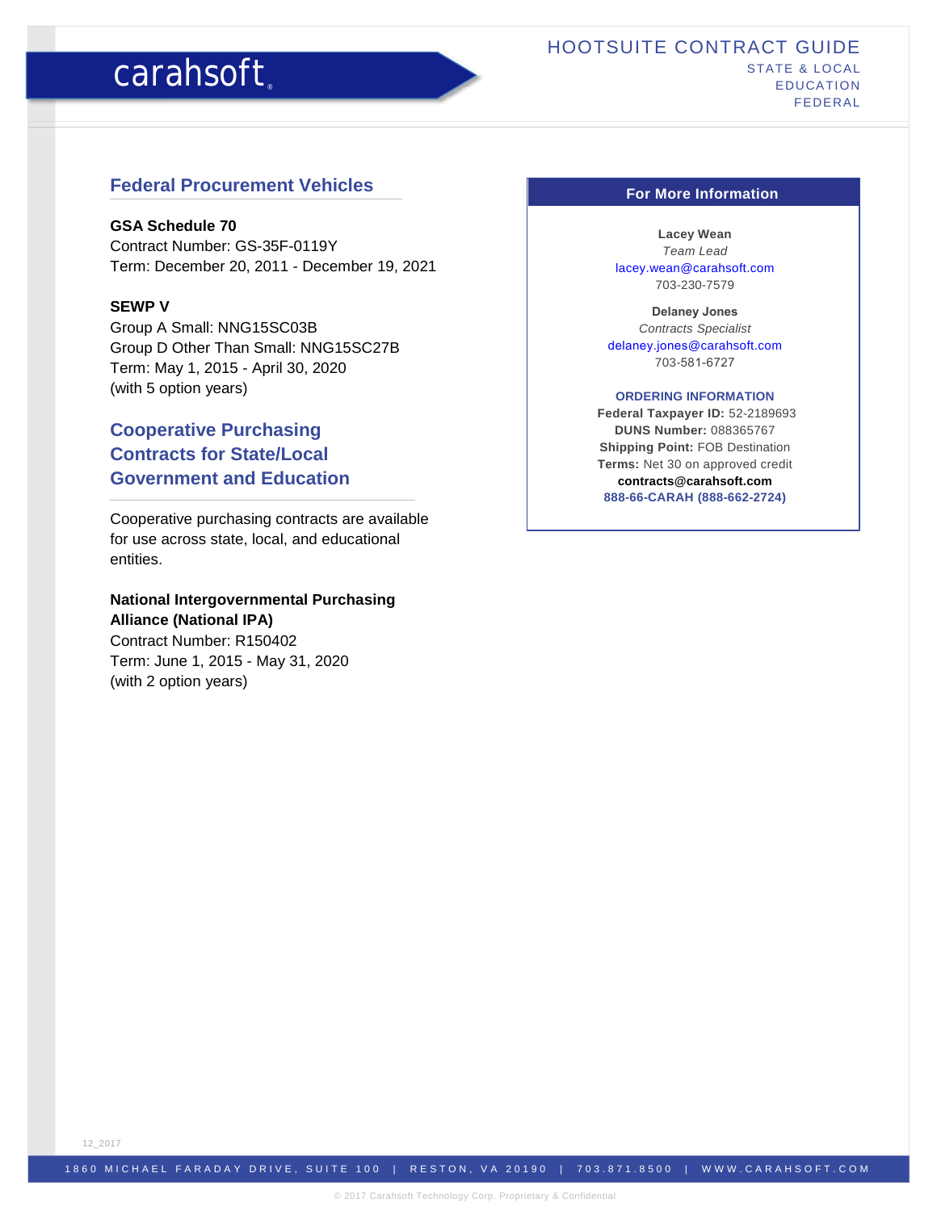# HOOTSUITE CONTRACT GUIDE

STATE & LOCAL
EDUCATION
FEDERAL

## Federal Procurement Vehicles

**GSA Schedule 70**
Contract Number: GS-35F-0119Y
Term: December 20, 2011 - December 19, 2021

**SEWP V**
Group A Small: NNG15SC03B
Group D Other Than Small: NNG15SC27B
Term: May 1, 2015 - April 30, 2020
(with 5 option years)

## Cooperative Purchasing Contracts for State/Local Government and Education

Cooperative purchasing contracts are available for use across state, local, and educational entities.

**National Intergovernmental Purchasing Alliance (National IPA)**
Contract Number: R150402
Term: June 1, 2015 - May 31, 2020
(with 2 option years)

## For More Information

**Lacey Wean**
*Team Lead*
lacey.wean@carahsoft.com
703-230-7579

**Delaney Jones**
*Contracts Specialist*
delaney.jones@carahsoft.com
703-581-6727

**ORDERING INFORMATION**
**Federal Taxpayer ID:** 52-2189693
**DUNS Number:** 088365767
**Shipping Point:** FOB Destination
**Terms:** Net 30 on approved credit
**contracts@carahsoft.com**
**888-66-CARAH (888-662-2724)**

12_2017

1860 MICHAEL FARADAY DRIVE, SUITE 100 | RESTON, VA 20190 | 703.871.8500 | WWW.CARAHSOFT.COM

© 2017 Carahsoft Technology Corp. Proprietary & Confidential